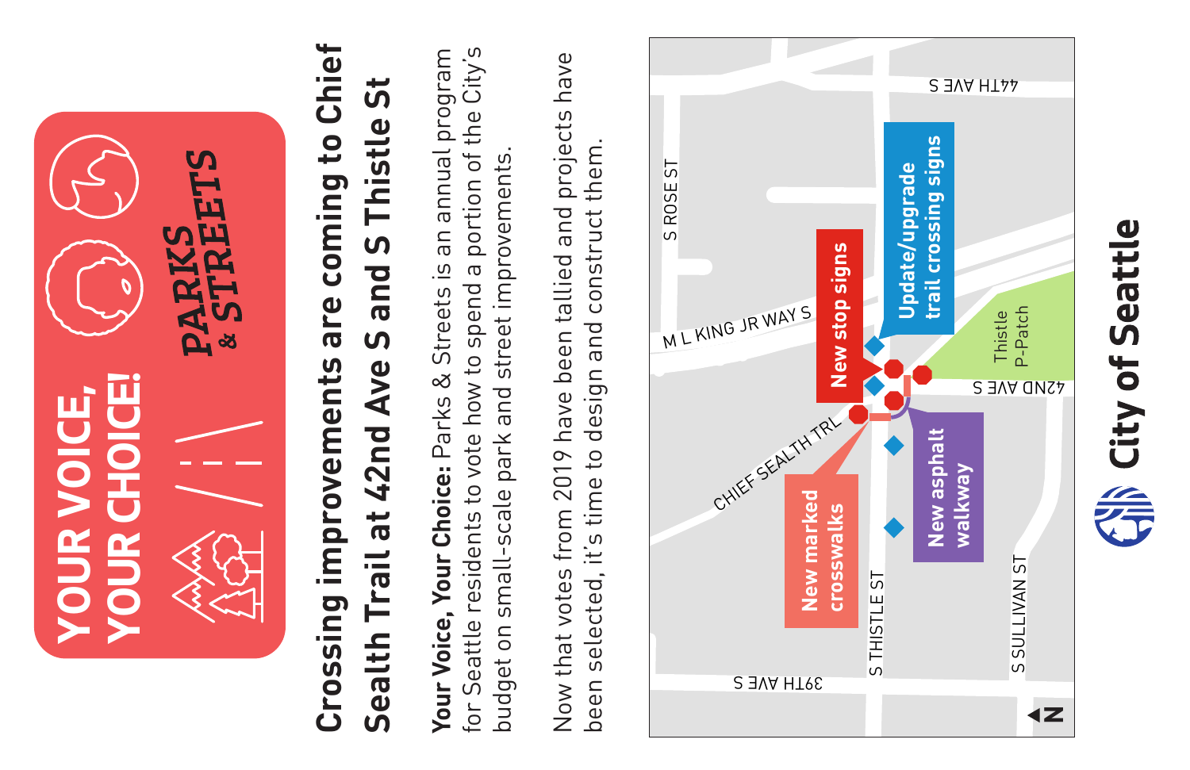YOUR VOICE, YOUR CHOICE!

PARKS & STREETS

# Crossing improvements are coming to Chief Sealth Trail at 42nd Ave S and S Thistle St

**Your Voice, Your Choice:** Parks & Streets is an annual program for Seattle residents to vote how to spend a portion of the City's budget on small-scale park and street improvements.

Now that votes from 2019 have been tallied and projects have been selected, it's time to design and construct them.

S ROSE ST

M L KING JR WAY S

CHIEF SEALTH TRL

S THISTLE ST

S SULLIVAN ST

39TH AVE S

42ND AVE S

44TH AVE S

Thistle P-Patch

New stop signs

Update/upgrade trail crossing signs

New marked crosswalks

New asphalt walkway

City of Seattle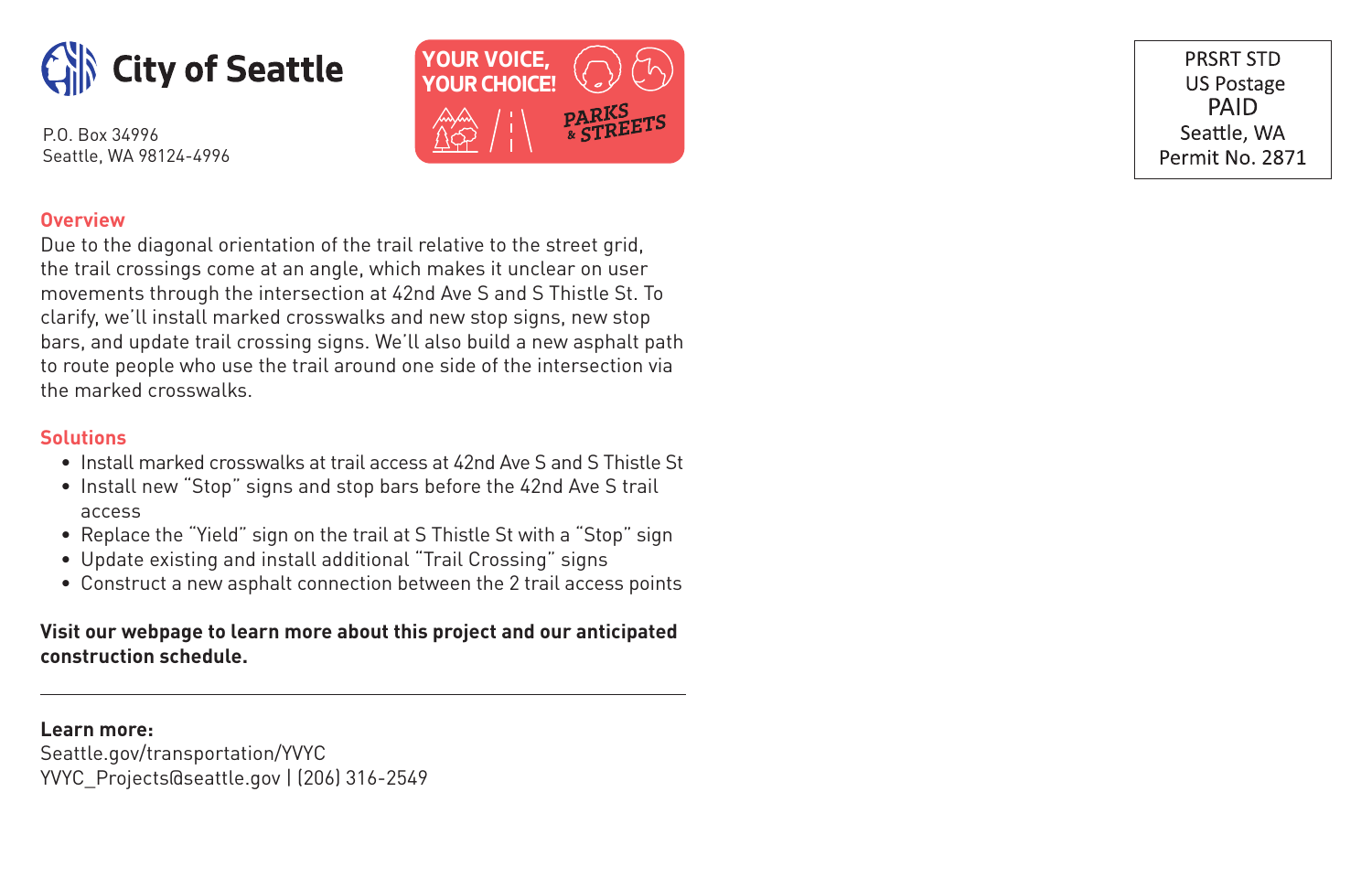# City of Seattle

P.O. Box 34996
Seattle, WA 98124-4996

YOUR VOICE, YOUR CHOICE!
PARKS & STREETS

PRSRT STD
US Postage
PAID
Seattle, WA
Permit No. 2871

## Overview

Due to the diagonal orientation of the trail relative to the street grid, the trail crossings come at an angle, which makes it unclear on user movements through the intersection at 42nd Ave S and S Thistle St. To clarify, we'll install marked crosswalks and new stop signs, new stop bars, and update trail crossing signs. We'll also build a new asphalt path to route people who use the trail around one side of the intersection via the marked crosswalks.

## Solutions

- Install marked crosswalks at trail access at 42nd Ave S and S Thistle St
- Install new "Stop" signs and stop bars before the 42nd Ave S trail access
- Replace the "Yield" sign on the trail at S Thistle St with a "Stop" sign
- Update existing and install additional "Trail Crossing" signs
- Construct a new asphalt connection between the 2 trail access points

**Visit our webpage to learn more about this project and our anticipated construction schedule.**

---

**Learn more:**
Seattle.gov/transportation/YVYC
YVYC_Projects@seattle.gov | (206) 316-2549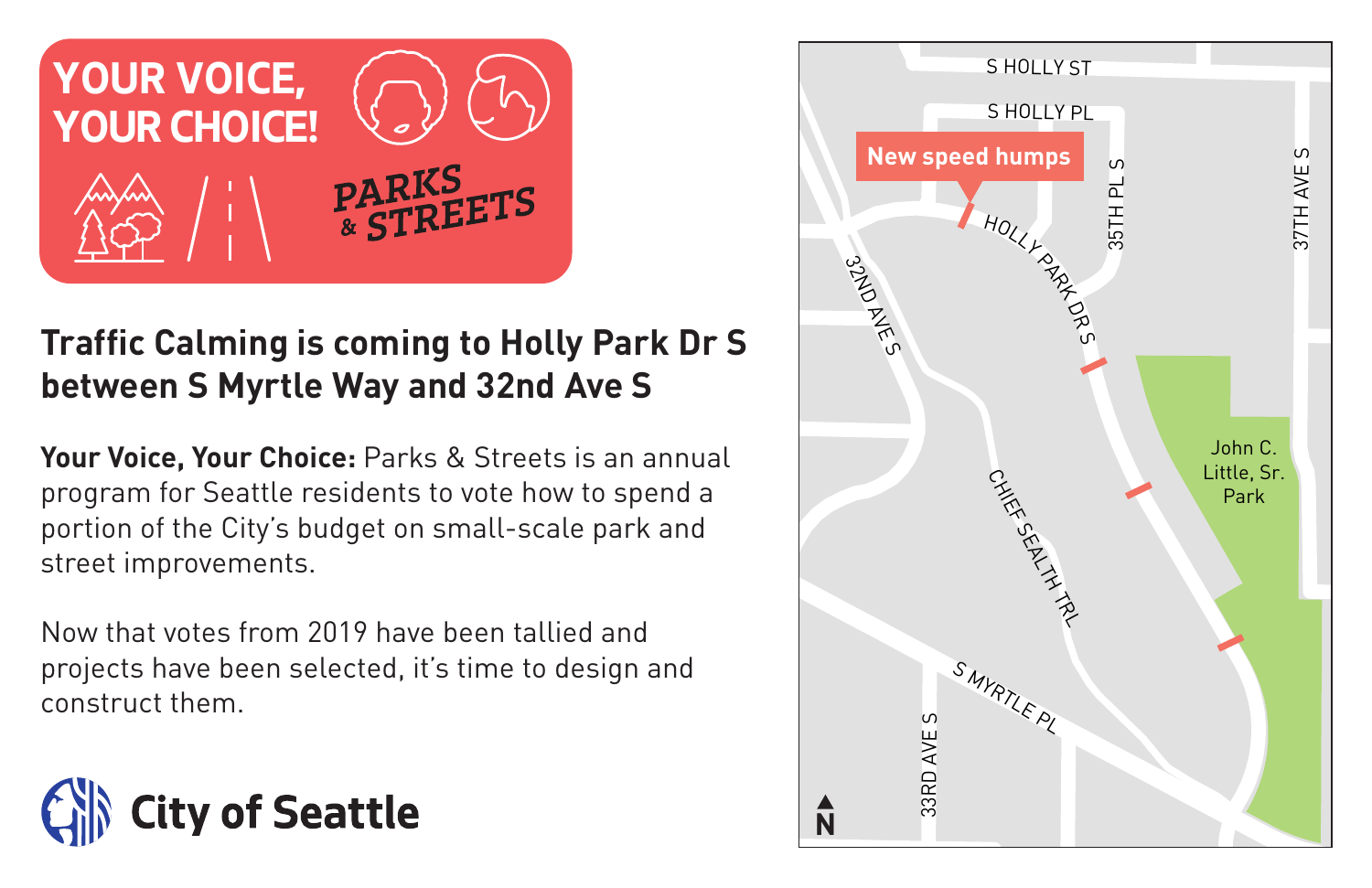**YOUR VOICE, YOUR CHOICE!**

**PARKS & STREETS**

## Traffic Calming is coming to Holly Park Dr S between S Myrtle Way and 32nd Ave S

**Your Voice, Your Choice:** Parks & Streets is an annual program for Seattle residents to vote how to spend a portion of the City's budget on small-scale park and street improvements.

Now that votes from 2019 have been tallied and projects have been selected, it's time to design and construct them.

**City of Seattle**

New speed humps

S HOLLY ST

S HOLLY PL

35TH PL S

37TH AVE S

HOLLY PARK DR S

32ND AVE S

CHIEF SEALTH TRL

John C. Little, Sr. Park

S MYRTLE PL

33RD AVE S

N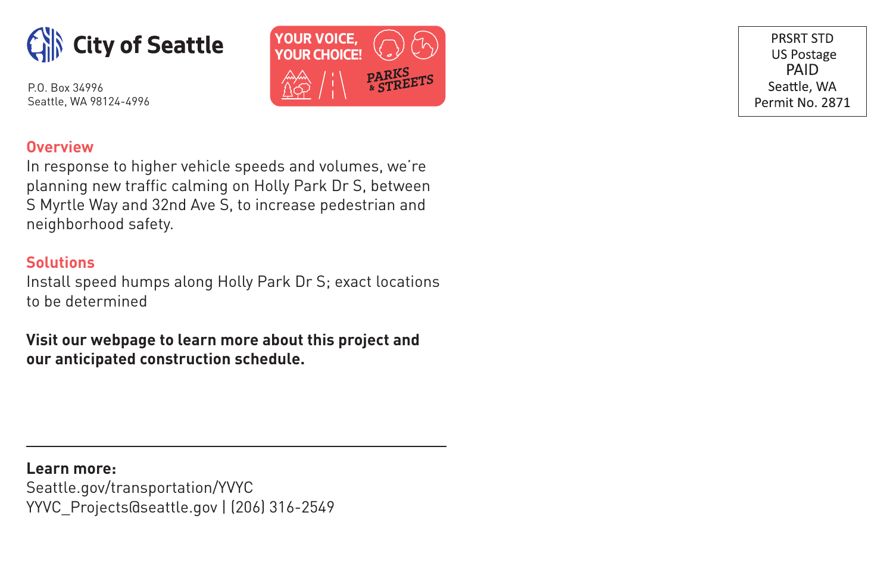**City of Seattle**

P.O. Box 34996
Seattle, WA 98124-4996

YOUR VOICE, YOUR CHOICE! PARKS & STREETS

PRSRT STD
US Postage
PAID
Seattle, WA
Permit No. 2871

## Overview

In response to higher vehicle speeds and volumes, we're planning new traffic calming on Holly Park Dr S, between S Myrtle Way and 32nd Ave S, to increase pedestrian and neighborhood safety.

## Solutions

Install speed humps along Holly Park Dr S; exact locations to be determined

**Visit our webpage to learn more about this project and our anticipated construction schedule.**

---

**Learn more:**
Seattle.gov/transportation/YVYC
YYVC_Projects@seattle.gov | (206) 316-2549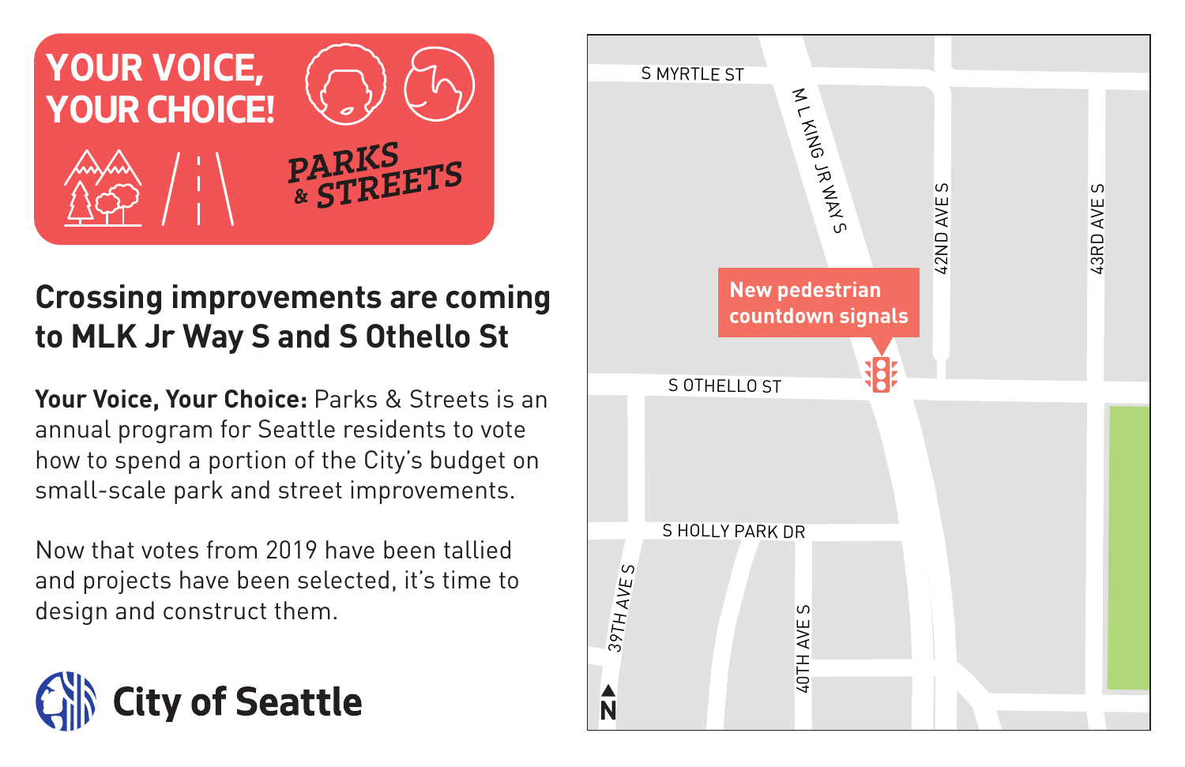**YOUR VOICE, YOUR CHOICE!**

**PARKS & STREETS**

## Crossing improvements are coming to MLK Jr Way S and S Othello St

**Your Voice, Your Choice:** Parks & Streets is an annual program for Seattle residents to vote how to spend a portion of the City's budget on small-scale park and street improvements.

Now that votes from 2019 have been tallied and projects have been selected, it's time to design and construct them.

**City of Seattle**

S MYRTLE ST

M L KING JR WAY S

42ND AVE S

43RD AVE S

**New pedestrian countdown signals**

S OTHELLO ST

S HOLLY PARK DR

39TH AVE S

40TH AVE S

N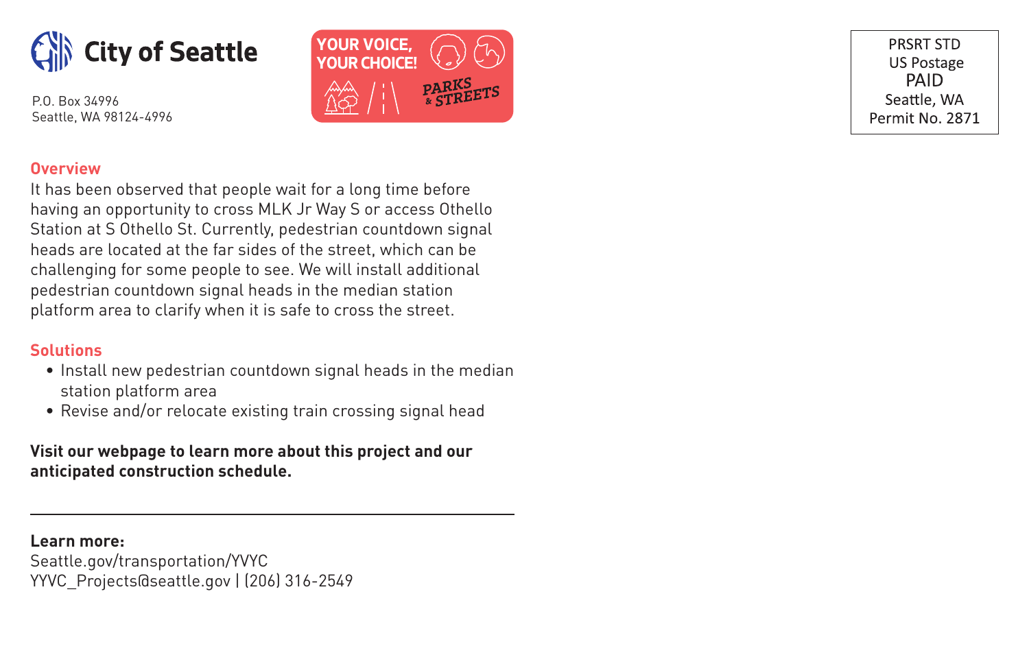**City of Seattle**

P.O. Box 34996
Seattle, WA 98124-4996

YOUR VOICE, YOUR CHOICE!
PARKS & STREETS

PRSRT STD
US Postage
PAID
Seattle, WA
Permit No. 2871

## Overview

It has been observed that people wait for a long time before having an opportunity to cross MLK Jr Way S or access Othello Station at S Othello St. Currently, pedestrian countdown signal heads are located at the far sides of the street, which can be challenging for some people to see. We will install additional pedestrian countdown signal heads in the median station platform area to clarify when it is safe to cross the street.

## Solutions

- Install new pedestrian countdown signal heads in the median station platform area
- Revise and/or relocate existing train crossing signal head

**Visit our webpage to learn more about this project and our anticipated construction schedule.**

---

**Learn more:**
Seattle.gov/transportation/YVYC
YVYC_Projects@seattle.gov | (206) 316-2549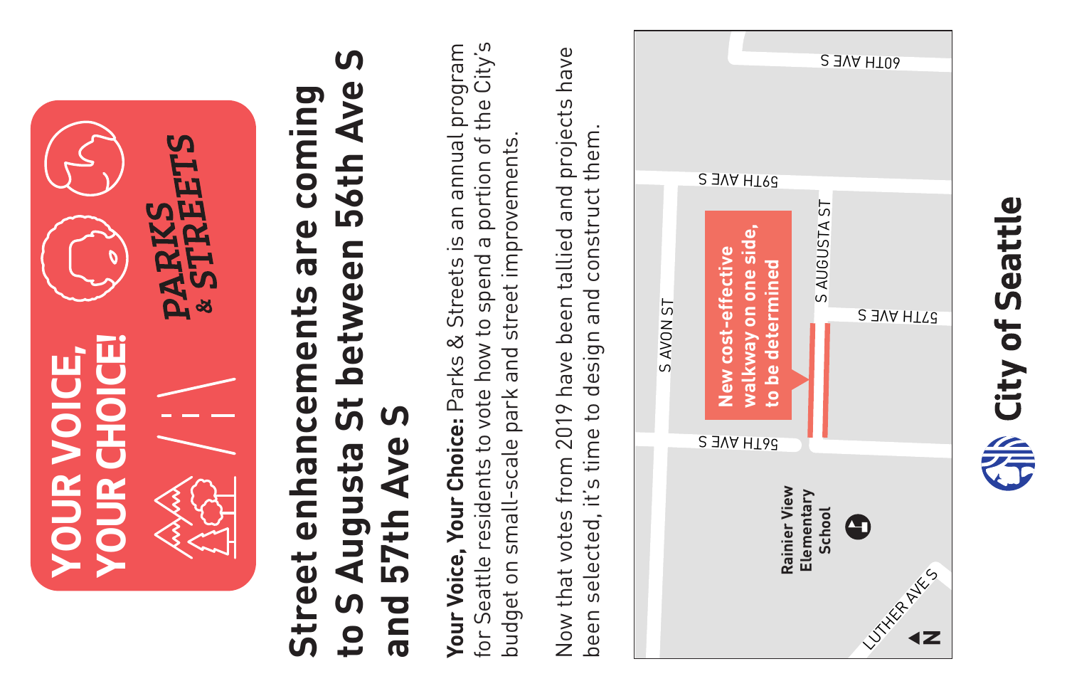YOUR VOICE, YOUR CHOICE!

PARKS & STREETS

# Street enhancements are coming to S Augusta St between 56th Ave S and 57th Ave S

**Your Voice, Your Choice:** Parks & Streets is an annual program for Seattle residents to vote how to spend a portion of the City's budget on small-scale park and street improvements.

Now that votes from 2019 have been tallied and projects have been selected, it's time to design and construct them.

S AVON ST

60TH AVE S

59TH AVE S

S AUGUSTA ST

57TH AVE S

56TH AVE S

LUTHER AVE S

Rainier View Elementary School

**New cost-effective walkway on one side, to be determined**

N

City of Seattle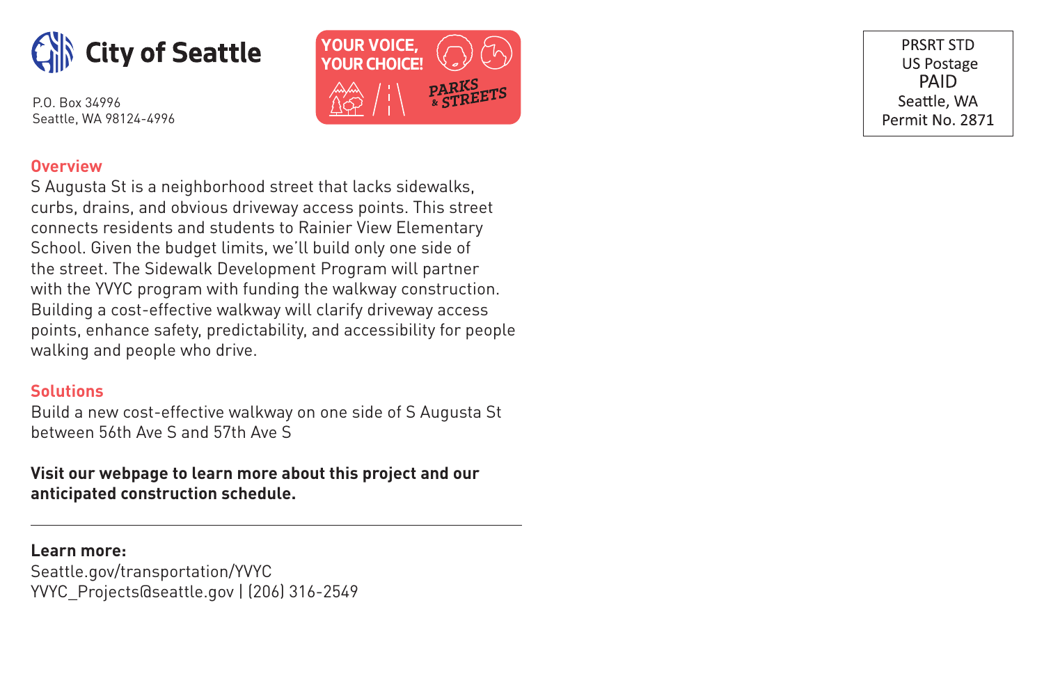**City of Seattle**

P.O. Box 34996
Seattle, WA 98124-4996

YOUR VOICE, YOUR CHOICE!
PARKS & STREETS

PRSRT STD
US Postage
PAID
Seattle, WA
Permit No. 2871

## Overview

S Augusta St is a neighborhood street that lacks sidewalks, curbs, drains, and obvious driveway access points. This street connects residents and students to Rainier View Elementary School. Given the budget limits, we'll build only one side of the street. The Sidewalk Development Program will partner with the YVYC program with funding the walkway construction. Building a cost-effective walkway will clarify driveway access points, enhance safety, predictability, and accessibility for people walking and people who drive.

## Solutions

Build a new cost-effective walkway on one side of S Augusta St between 56th Ave S and 57th Ave S

**Visit our webpage to learn more about this project and our anticipated construction schedule.**

---

**Learn more:**
Seattle.gov/transportation/YVYC
YVYC_Projects@seattle.gov | (206) 316-2549